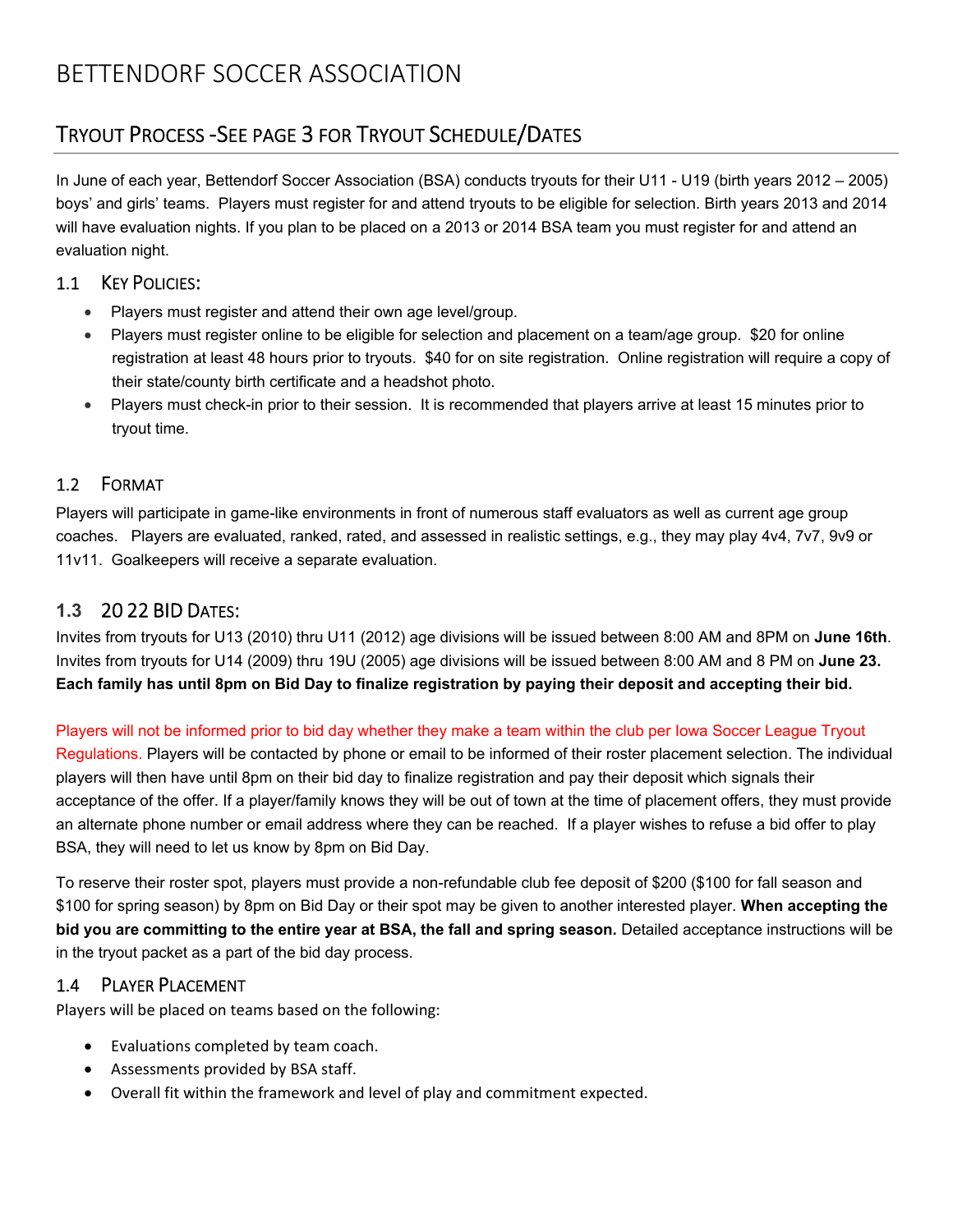# BETTENDORF SOCCER ASSOCIATION

## TRYOUT PROCESS -SEE PAGE 3 FOR TRYOUT SCHEDULE/DATES

In June of each year, Bettendorf Soccer Association (BSA) conducts tryouts for their U11 - U19 (birth years 2012 – 2005) boys' and girls' teams. Players must register for and attend tryouts to be eligible for selection. Birth years 2013 and 2014 will have evaluation nights. If you plan to be placed on a 2013 or 2014 BSA team you must register for and attend an evaluation night.

### 1.1 KEY POLICIES:

- Players must register and attend their own age level/group.
- Players must register online to be eligible for selection and placement on a team/age group. $20 for online registration at least 48 hours prior to tryouts. $40 for on site registration. Online registration will require a copy of their state/county birth certificate and a headshot photo.
- Players must check-in prior to their session. It is recommended that players arrive at least 15 minutes prior to tryout time.

### 1.2 FORMAT

Players will participate in game-like environments in front of numerous staff evaluators as well as current age group coaches. Players are evaluated, ranked, rated, and assessed in realistic settings, e.g., they may play 4v4, 7v7, 9v9 or 11v11. Goalkeepers will receive a separate evaluation.

### 1.3 20 22 BID DATES:

Invites from tryouts for U13 (2010) thru U11 (2012) age divisions will be issued between 8:00 AM and 8PM on **June 16th**. Invites from tryouts for U14 (2009) thru 19U (2005) age divisions will be issued between 8:00 AM and 8 PM on **June 23.** **Each family has until 8pm on Bid Day to finalize registration by paying their deposit and accepting their bid.**

Players will not be informed prior to bid day whether they make a team within the club per Iowa Soccer League Tryout Regulations. Players will be contacted by phone or email to be informed of their roster placement selection. The individual players will then have until 8pm on their bid day to finalize registration and pay their deposit which signals their acceptance of the offer. If a player/family knows they will be out of town at the time of placement offers, they must provide an alternate phone number or email address where they can be reached. If a player wishes to refuse a bid offer to play BSA, they will need to let us know by 8pm on Bid Day.

To reserve their roster spot, players must provide a non-refundable club fee deposit of $200 ($100 for fall season and $100 for spring season) by 8pm on Bid Day or their spot may be given to another interested player. **When accepting the bid you are committing to the entire year at BSA, the fall and spring season.** Detailed acceptance instructions will be in the tryout packet as a part of the bid day process.

### 1.4 PLAYER PLACEMENT

Players will be placed on teams based on the following:

- Evaluations completed by team coach.
- Assessments provided by BSA staff.
- Overall fit within the framework and level of play and commitment expected.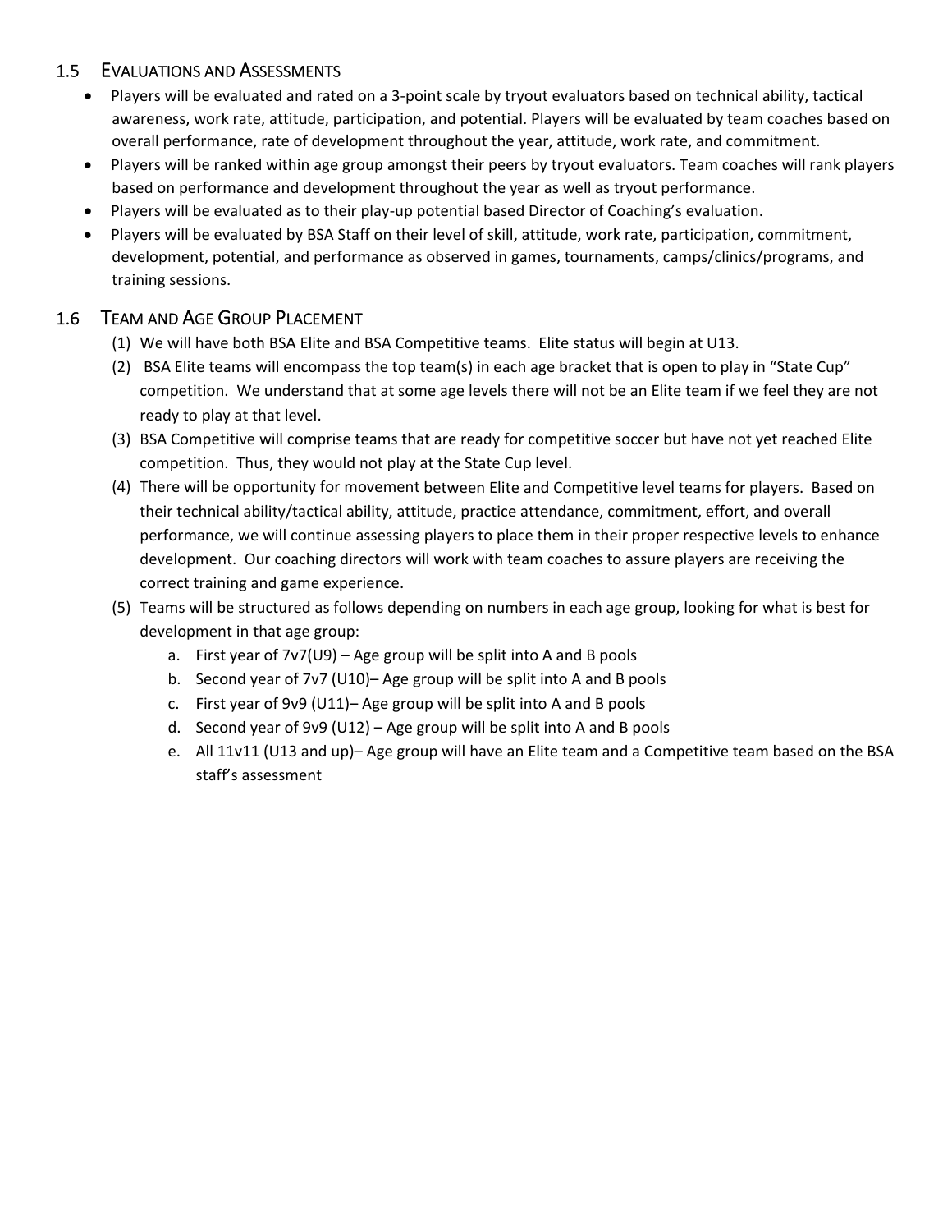## 1.5 Evaluations and Assessments

- Players will be evaluated and rated on a 3-point scale by tryout evaluators based on technical ability, tactical awareness, work rate, attitude, participation, and potential. Players will be evaluated by team coaches based on overall performance, rate of development throughout the year, attitude, work rate, and commitment.
- Players will be ranked within age group amongst their peers by tryout evaluators. Team coaches will rank players based on performance and development throughout the year as well as tryout performance.
- Players will be evaluated as to their play-up potential based Director of Coaching's evaluation.
- Players will be evaluated by BSA Staff on their level of skill, attitude, work rate, participation, commitment, development, potential, and performance as observed in games, tournaments, camps/clinics/programs, and training sessions.

## 1.6 Team and Age Group Placement

(1) We will have both BSA Elite and BSA Competitive teams. Elite status will begin at U13.

(2) BSA Elite teams will encompass the top team(s) in each age bracket that is open to play in "State Cup" competition. We understand that at some age levels there will not be an Elite team if we feel they are not ready to play at that level.

(3) BSA Competitive will comprise teams that are ready for competitive soccer but have not yet reached Elite competition. Thus, they would not play at the State Cup level.

(4) There will be opportunity for movement between Elite and Competitive level teams for players. Based on their technical ability/tactical ability, attitude, practice attendance, commitment, effort, and overall performance, we will continue assessing players to place them in their proper respective levels to enhance development. Our coaching directors will work with team coaches to assure players are receiving the correct training and game experience.

(5) Teams will be structured as follows depending on numbers in each age group, looking for what is best for development in that age group:

   a. First year of 7v7(U9) – Age group will be split into A and B pools
   b. Second year of 7v7 (U10)– Age group will be split into A and B pools
   c. First year of 9v9 (U11)– Age group will be split into A and B pools
   d. Second year of 9v9 (U12) – Age group will be split into A and B pools
   e. All 11v11 (U13 and up)– Age group will have an Elite team and a Competitive team based on the BSA staff's assessment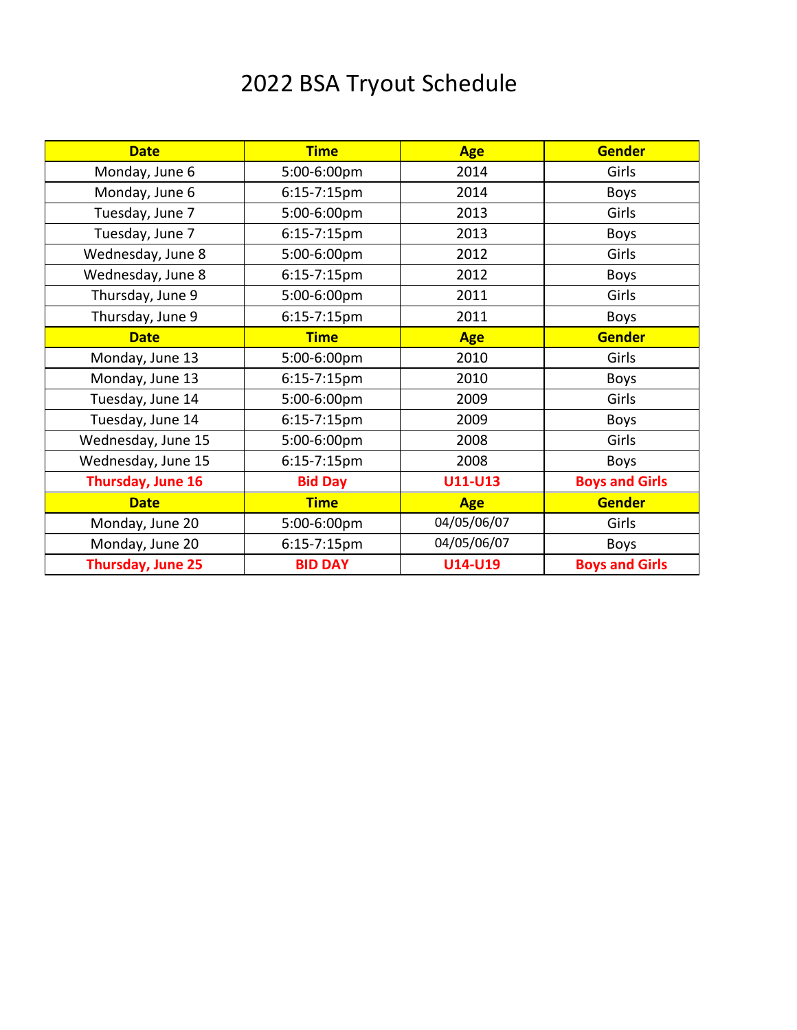# 2022 BSA Tryout Schedule

| Date | Time | Age | Gender |
|---|---|---|---|
| Monday, June 6 | 5:00-6:00pm | 2014 | Girls |
| Monday, June 6 | 6:15-7:15pm | 2014 | Boys |
| Tuesday, June 7 | 5:00-6:00pm | 2013 | Girls |
| Tuesday, June 7 | 6:15-7:15pm | 2013 | Boys |
| Wednesday, June 8 | 5:00-6:00pm | 2012 | Girls |
| Wednesday, June 8 | 6:15-7:15pm | 2012 | Boys |
| Thursday, June 9 | 5:00-6:00pm | 2011 | Girls |
| Thursday, June 9 | 6:15-7:15pm | 2011 | Boys |
| **Date** | **Time** | **Age** | **Gender** |
| Monday, June 13 | 5:00-6:00pm | 2010 | Girls |
| Monday, June 13 | 6:15-7:15pm | 2010 | Boys |
| Tuesday, June 14 | 5:00-6:00pm | 2009 | Girls |
| Tuesday, June 14 | 6:15-7:15pm | 2009 | Boys |
| Wednesday, June 15 | 5:00-6:00pm | 2008 | Girls |
| Wednesday, June 15 | 6:15-7:15pm | 2008 | Boys |
| **Thursday, June 16** | **Bid Day** | **U11-U13** | **Boys and Girls** |
| **Date** | **Time** | **Age** | **Gender** |
| Monday, June 20 | 5:00-6:00pm | 04/05/06/07 | Girls |
| Monday, June 20 | 6:15-7:15pm | 04/05/06/07 | Boys |
| **Thursday, June 25** | **BID DAY** | **U14-U19** | **Boys and Girls** |